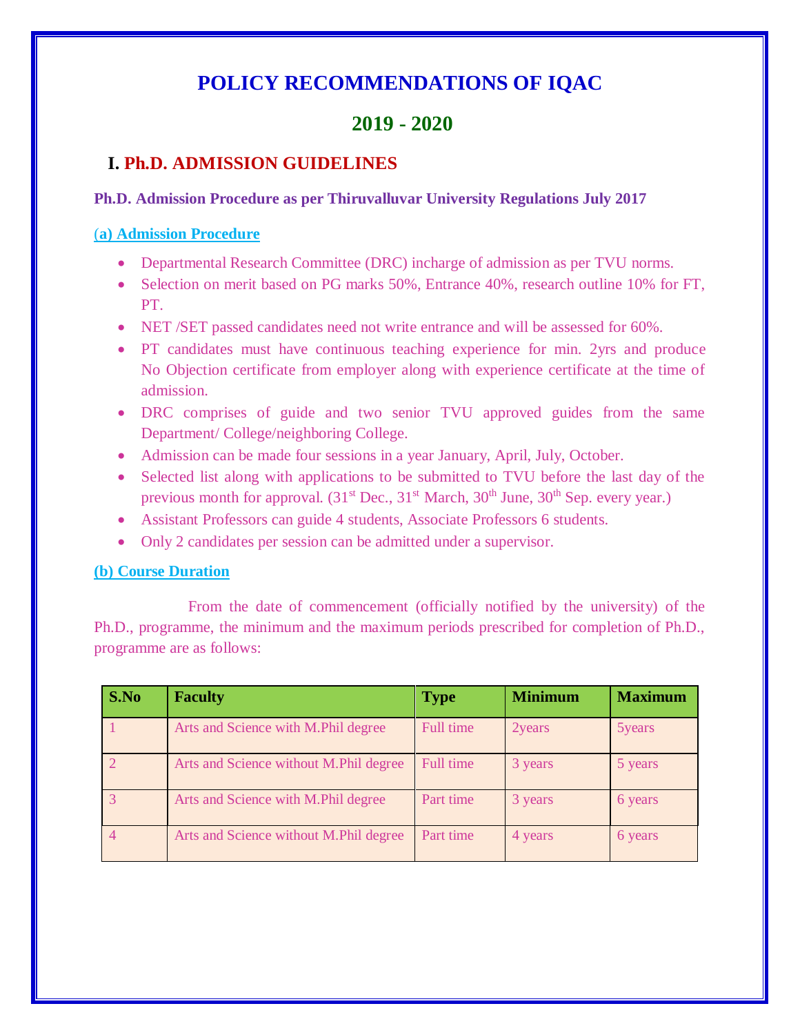# POLICY RECOMMENDATIONS OF IQAC

## 2019 - 2020

## I. Ph.D. ADMISSION GUIDELINES

**Ph.D. Admission Procedure as per Thiruvalluvar University Regulations July 2017**

### (a) Admission Procedure

- Departmental Research Committee (DRC) incharge of admission as per TVU norms.
- Selection on merit based on PG marks 50%, Entrance 40%, research outline 10% for FT, PT.
- NET /SET passed candidates need not write entrance and will be assessed for 60%.
- PT candidates must have continuous teaching experience for min. 2yrs and produce No Objection certificate from employer along with experience certificate at the time of admission.
- DRC comprises of guide and two senior TVU approved guides from the same Department/ College/neighboring College.
- Admission can be made four sessions in a year January, April, July, October.
- Selected list along with applications to be submitted to TVU before the last day of the previous month for approval. (31st Dec., 31st March, 30th June, 30th Sep. every year.)
- Assistant Professors can guide 4 students, Associate Professors 6 students.
- Only 2 candidates per session can be admitted under a supervisor.

### (b) Course Duration

From the date of commencement (officially notified by the university) of the Ph.D., programme, the minimum and the maximum periods prescribed for completion of Ph.D., programme are as follows:

| S.No | Faculty | Type | Minimum | Maximum |
|---|---|---|---|---|
| 1 | Arts and Science with M.Phil degree | Full time | 2years | 5years |
| 2 | Arts and Science without M.Phil degree | Full time | 3 years | 5 years |
| 3 | Arts and Science with M.Phil degree | Part time | 3 years | 6 years |
| 4 | Arts and Science without M.Phil degree | Part time | 4 years | 6 years |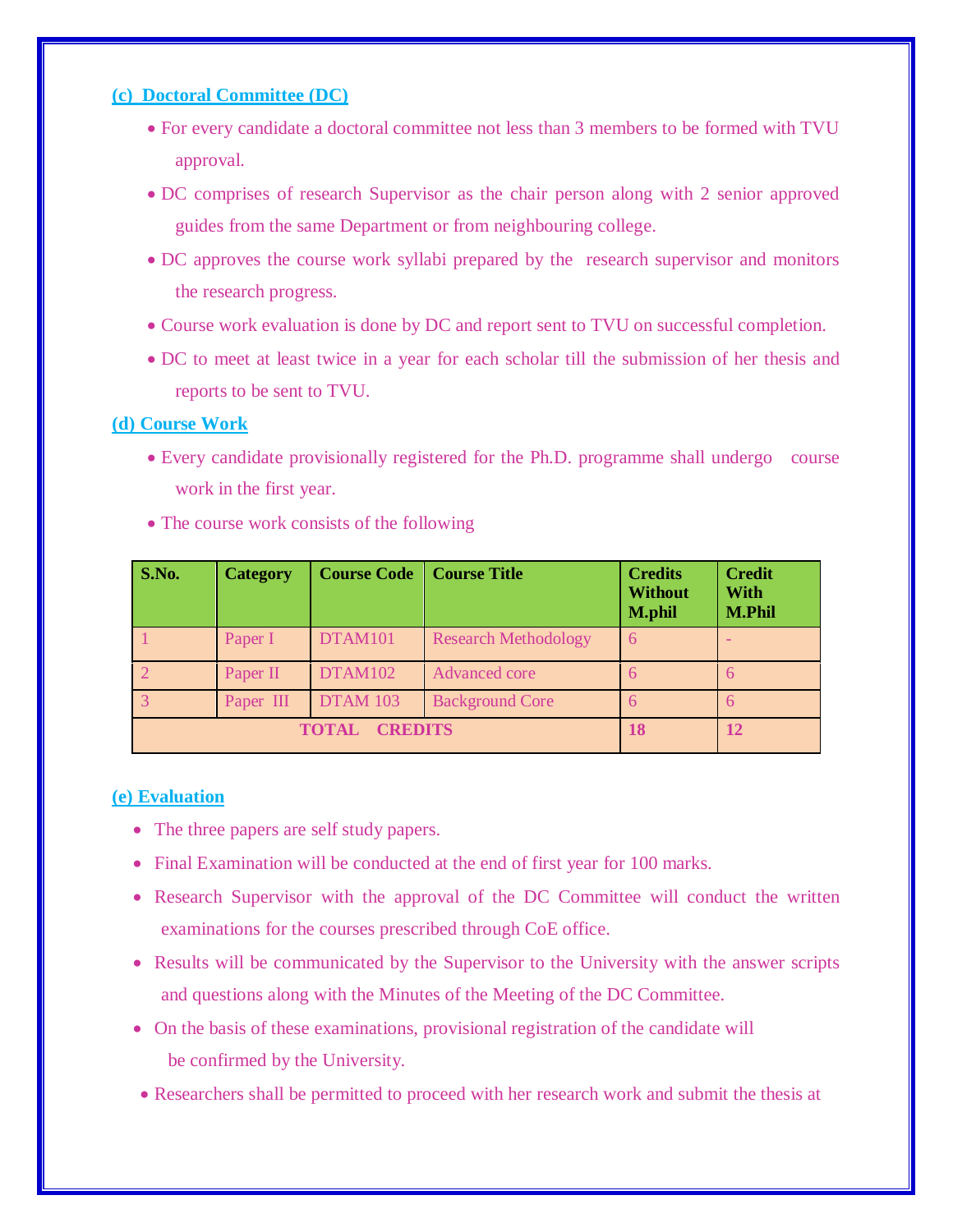**(c) Doctoral Committee (DC)**

- For every candidate a doctoral committee not less than 3 members to be formed with TVU approval.
- DC comprises of research Supervisor as the chair person along with 2 senior approved guides from the same Department or from neighbouring college.
- DC approves the course work syllabi prepared by the research supervisor and monitors the research progress.
- Course work evaluation is done by DC and report sent to TVU on successful completion.
- DC to meet at least twice in a year for each scholar till the submission of her thesis and reports to be sent to TVU.

**(d) Course Work**

- Every candidate provisionally registered for the Ph.D. programme shall undergo course work in the first year.
- The course work consists of the following

| S.No. | Category | Course Code | Course Title | Credits Without M.phil | Credit With M.Phil |
|---|---|---|---|---|---|
| 1 | Paper I | DTAM101 | Research Methodology | 6 | - |
| 2 | Paper II | DTAM102 | Advanced core | 6 | 6 |
| 3 | Paper III | DTAM 103 | Background Core | 6 | 6 |
| **TOTAL CREDITS** | | | | **18** | **12** |

**(e) Evaluation**

- The three papers are self study papers.
- Final Examination will be conducted at the end of first year for 100 marks.
- Research Supervisor with the approval of the DC Committee will conduct the written examinations for the courses prescribed through CoE office.
- Results will be communicated by the Supervisor to the University with the answer scripts and questions along with the Minutes of the Meeting of the DC Committee.
- On the basis of these examinations, provisional registration of the candidate will be confirmed by the University.
- Researchers shall be permitted to proceed with her research work and submit the thesis at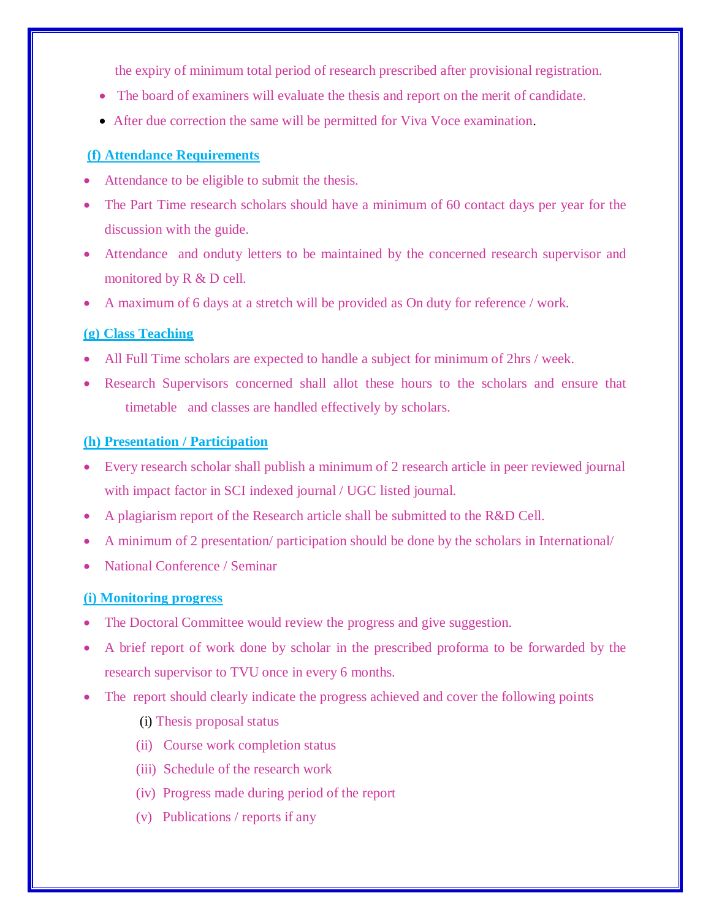the expiry of minimum total period of research prescribed after provisional registration.

- The board of examiners will evaluate the thesis and report on the merit of candidate.
- After due correction the same will be permitted for Viva Voce examination.

### (f) Attendance Requirements

- Attendance to be eligible to submit the thesis.
- The Part Time research scholars should have a minimum of 60 contact days per year for the discussion with the guide.
- Attendance and onduty letters to be maintained by the concerned research supervisor and monitored by R & D cell.
- A maximum of 6 days at a stretch will be provided as On duty for reference / work.

### (g) Class Teaching

- All Full Time scholars are expected to handle a subject for minimum of 2hrs / week.
- Research Supervisors concerned shall allot these hours to the scholars and ensure that timetable and classes are handled effectively by scholars.

### (h) Presentation / Participation

- Every research scholar shall publish a minimum of 2 research article in peer reviewed journal with impact factor in SCI indexed journal / UGC listed journal.
- A plagiarism report of the Research article shall be submitted to the R&D Cell.
- A minimum of 2 presentation/ participation should be done by the scholars in International/
- National Conference / Seminar

### (i) Monitoring progress

- The Doctoral Committee would review the progress and give suggestion.
- A brief report of work done by scholar in the prescribed proforma to be forwarded by the research supervisor to TVU once in every 6 months.
- The report should clearly indicate the progress achieved and cover the following points
  - (i) Thesis proposal status
  - (ii) Course work completion status
  - (iii) Schedule of the research work
  - (iv) Progress made during period of the report
  - (v) Publications / reports if any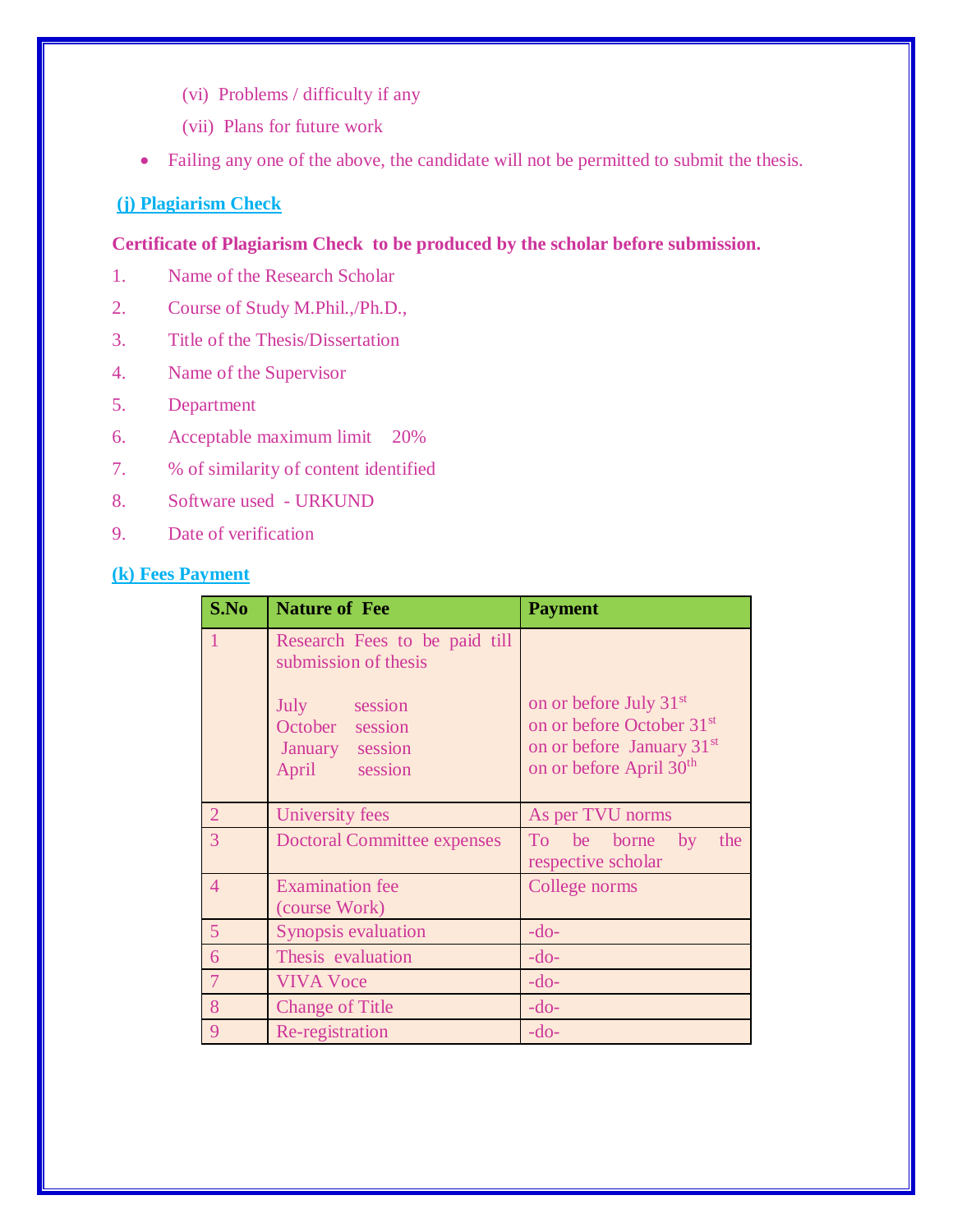(vi) Problems / difficulty if any

(vii) Plans for future work

- Failing any one of the above, the candidate will not be permitted to submit the thesis.

## (j) Plagiarism Check

**Certificate of Plagiarism Check to be produced by the scholar before submission.**

1. Name of the Research Scholar
2. Course of Study M.Phil.,/Ph.D.,
3. Title of the Thesis/Dissertation
4. Name of the Supervisor
5. Department
6. Acceptable maximum limit 20%
7. % of similarity of content identified
8. Software used - URKUND
9. Date of verification

## (k) Fees Payment

| S.No | Nature of Fee | Payment |
|---|---|---|
| 1 | Research Fees to be paid till submission of thesis<br><br>July session<br>October session<br>January session<br>April session | <br><br><br>on or before July 31st<br>on or before October 31st<br>on or before January 31st<br>on or before April 30th |
| 2 | University fees | As per TVU norms |
| 3 | Doctoral Committee expenses | To be borne by the respective scholar |
| 4 | Examination fee (course Work) | College norms |
| 5 | Synopsis evaluation | -do- |
| 6 | Thesis evaluation | -do- |
| 7 | VIVA Voce | -do- |
| 8 | Change of Title | -do- |
| 9 | Re-registration | -do- |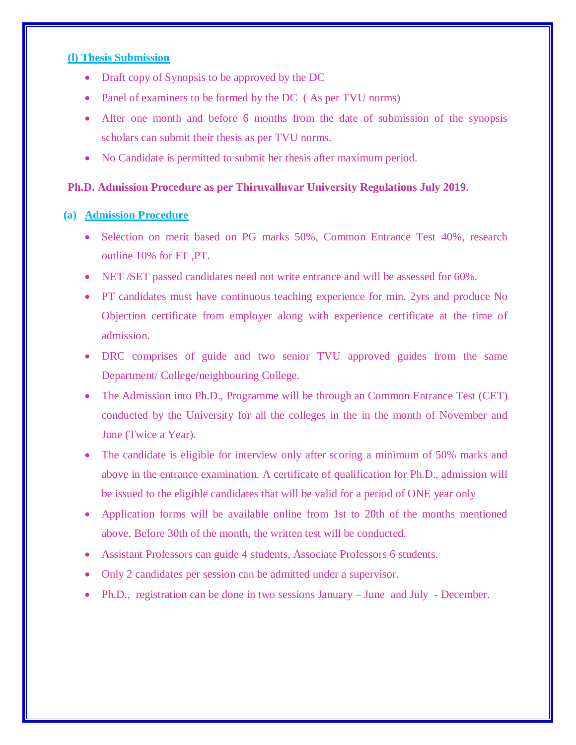### (l) Thesis Submission

- Draft copy of Synopsis to be approved by the DC
- Panel of examiners to be formed by the DC ( As per TVU norms)
- After one month and before 6 months from the date of submission of the synopsis scholars can submit their thesis as per TVU norms.
- No Candidate is permitted to submit her thesis after maximum period.

**Ph.D. Admission Procedure as per Thiruvalluvar University Regulations July 2019.**

### (a) Admission Procedure

- Selection on merit based on PG marks 50%, Common Entrance Test 40%, research outline 10% for FT ,PT.
- NET /SET passed candidates need not write entrance and will be assessed for 60%.
- PT candidates must have continuous teaching experience for min. 2yrs and produce No Objection certificate from employer along with experience certificate at the time of admission.
- DRC comprises of guide and two senior TVU approved guides from the same Department/ College/neighbouring College.
- The Admission into Ph.D., Programme will be through an Common Entrance Test (CET) conducted by the University for all the colleges in the in the month of November and June (Twice a Year).
- The candidate is eligible for interview only after scoring a minimum of 50% marks and above in the entrance examination. A certificate of qualification for Ph.D., admission will be issued to the eligible candidates that will be valid for a period of ONE year only
- Application forms will be available online from 1st to 20th of the months mentioned above. Before 30th of the month, the written test will be conducted.
- Assistant Professors can guide 4 students, Associate Professors 6 students.
- Only 2 candidates per session can be admitted under a supervisor.
- Ph.D., registration can be done in two sessions January – June and July - December.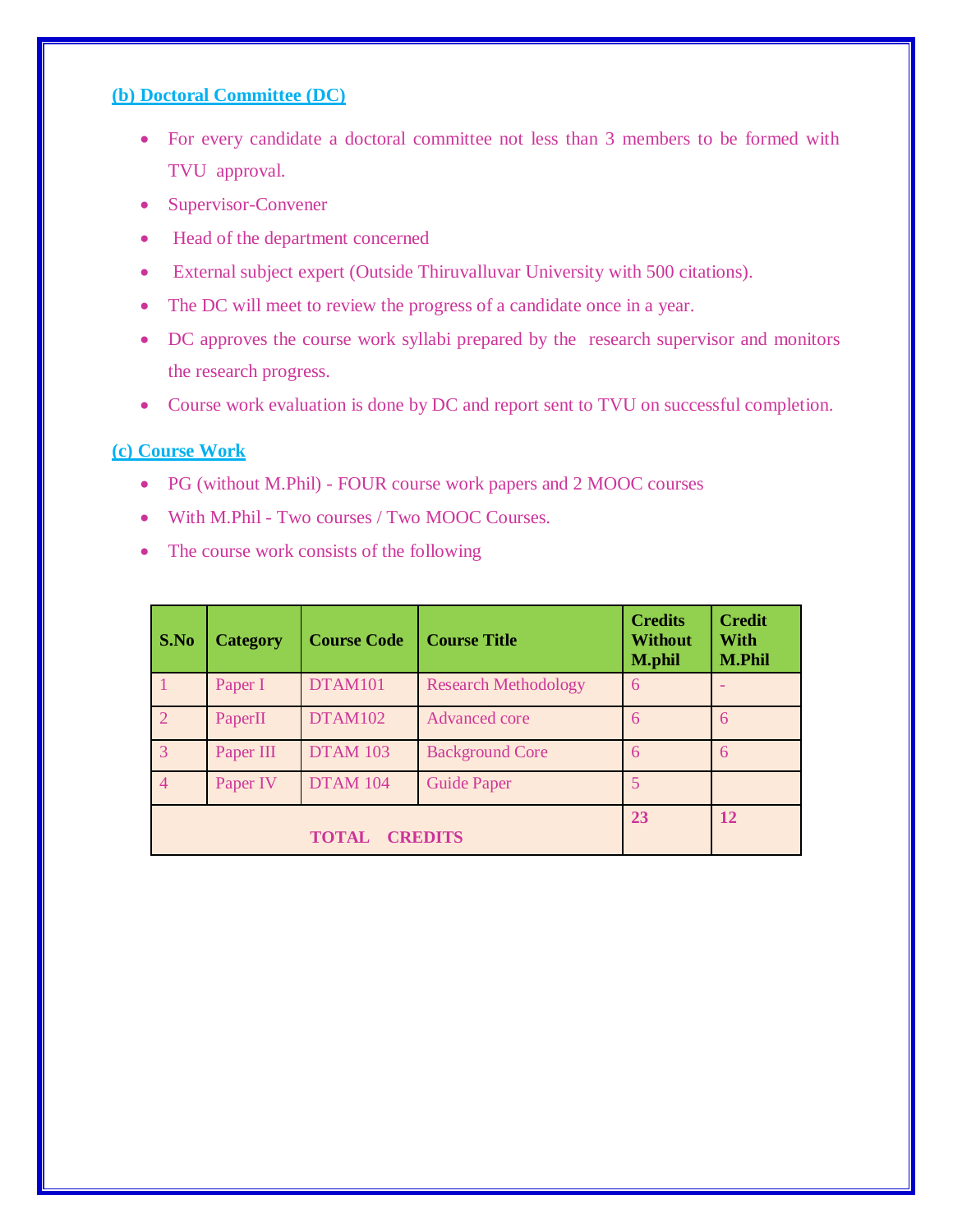### (b) Doctoral Committee (DC)

- For every candidate a doctoral committee not less than 3 members to be formed with TVU approval.
- Supervisor-Convener
- Head of the department concerned
- External subject expert (Outside Thiruvalluvar University with 500 citations).
- The DC will meet to review the progress of a candidate once in a year.
- DC approves the course work syllabi prepared by the research supervisor and monitors the research progress.
- Course work evaluation is done by DC and report sent to TVU on successful completion.

### (c) Course Work

- PG (without M.Phil) - FOUR course work papers and 2 MOOC courses
- With M.Phil - Two courses / Two MOOC Courses.
- The course work consists of the following

| S.No | Category | Course Code | Course Title | Credits Without M.phil | Credit With M.Phil |
|---|---|---|---|---|---|
| 1 | Paper I | DTAM101 | Research Methodology | 6 | - |
| 2 | PaperII | DTAM102 | Advanced core | 6 | 6 |
| 3 | Paper III | DTAM 103 | Background Core | 6 | 6 |
| 4 | Paper IV | DTAM 104 | Guide Paper | 5 | |
| **TOTAL CREDITS** | | | | **23** | **12** |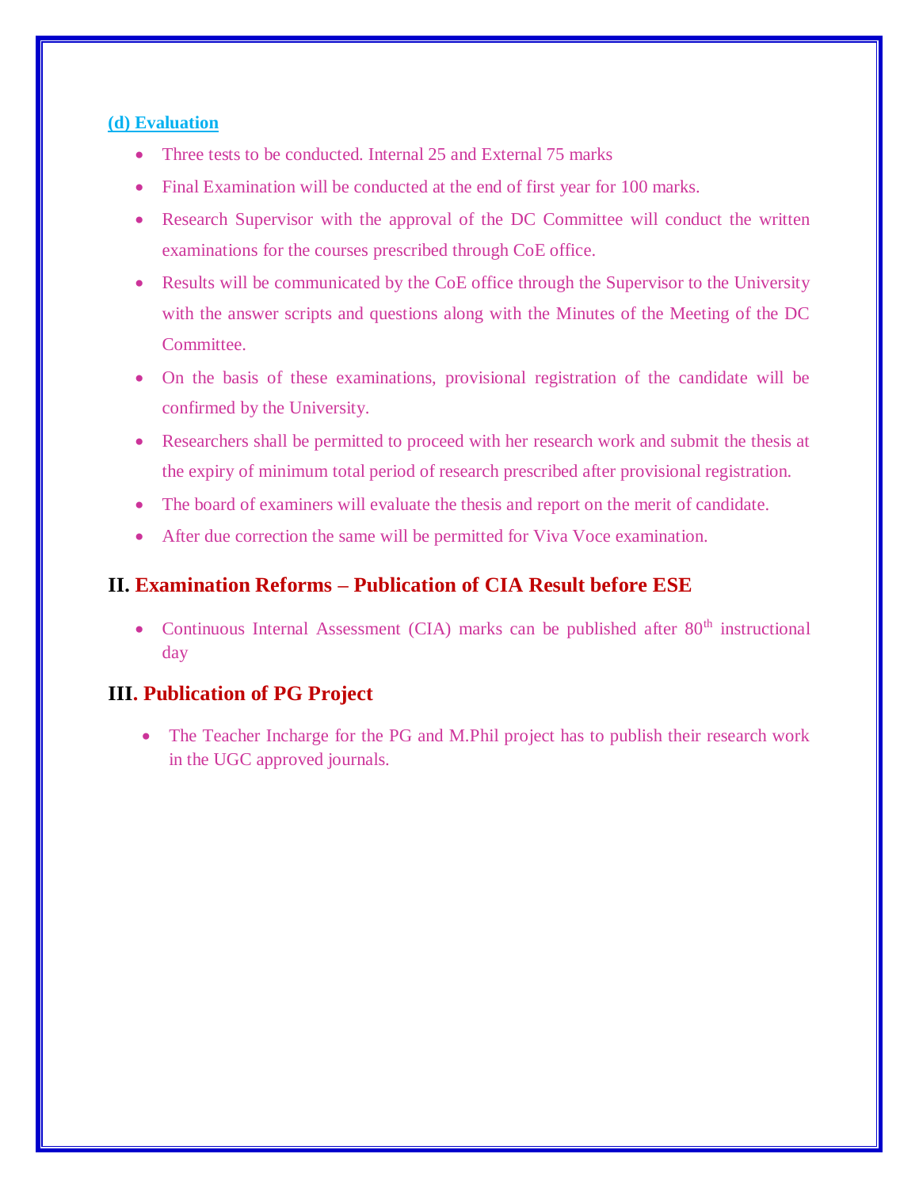### (d) Evaluation

- Three tests to be conducted. Internal 25 and External 75 marks
- Final Examination will be conducted at the end of first year for 100 marks.
- Research Supervisor with the approval of the DC Committee will conduct the written examinations for the courses prescribed through CoE office.
- Results will be communicated by the CoE office through the Supervisor to the University with the answer scripts and questions along with the Minutes of the Meeting of the DC Committee.
- On the basis of these examinations, provisional registration of the candidate will be confirmed by the University.
- Researchers shall be permitted to proceed with her research work and submit the thesis at the expiry of minimum total period of research prescribed after provisional registration.
- The board of examiners will evaluate the thesis and report on the merit of candidate.
- After due correction the same will be permitted for Viva Voce examination.

## II. Examination Reforms – Publication of CIA Result before ESE

- Continuous Internal Assessment (CIA) marks can be published after 80th instructional day

## III. Publication of PG Project

- The Teacher Incharge for the PG and M.Phil project has to publish their research work in the UGC approved journals.